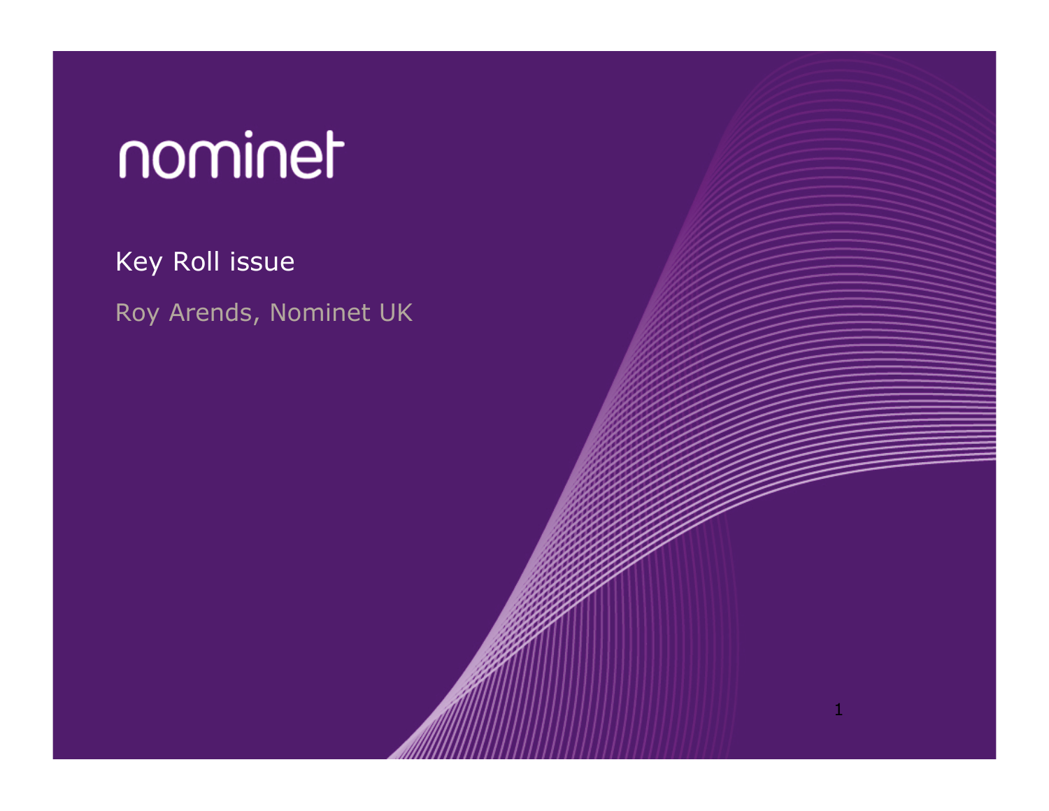nominet

# Key Roll issue

Roy Arends, Nominet UK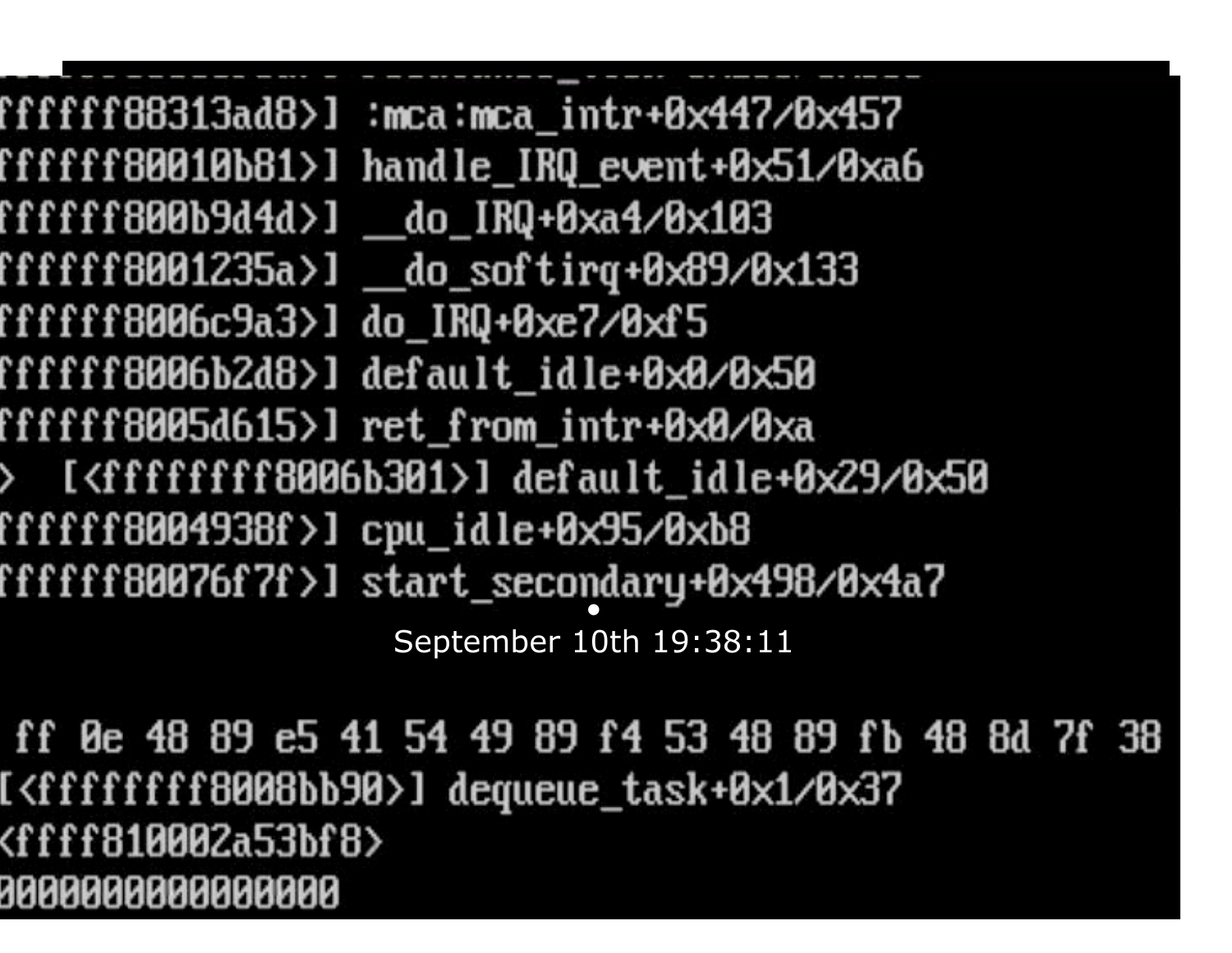```
fffff88313ad8>] :mca:mca_intr+0x447/0x457
fffff80010b81>] handle_IRQ_event+0x51/0xa6
fffff800b9d4d>] __do_IRQ+0xa4/0x103
fffff8001235a>] __do_softirq+0x89/0x133
fffff8006c9a3>] do_IRQ+0xe7/0xf5
fffff8006b2d8>] default_idle+0x0/0x50
fffff8005d615>] ret_from_intr+0x0/0xa
>  [<ffffffff8006b301>] default_idle+0x29/0x50
fffff8004938f>] cpu_idle+0x95/0xb8
fffff80076f7f>] start_secondary+0x498/0x4a7
```

September 10th 19:38:11

```
 ff 0e 48 89 e5 41 54 49 89 f4 53 48 89 fb 48 8d 7f 38
[<ffffffff8008bb90>] dequeue_task+0x1/0x37
<ffff810002a53bf8>
0000000000000000
```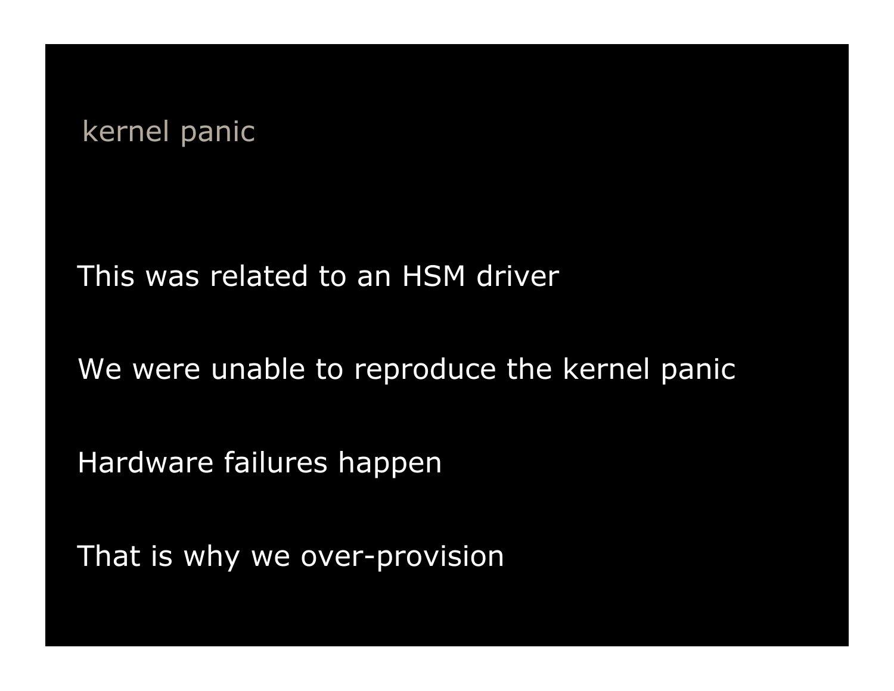## kernel panic

This was related to an HSM driver

We were unable to reproduce the kernel panic

Hardware failures happen

That is why we over-provision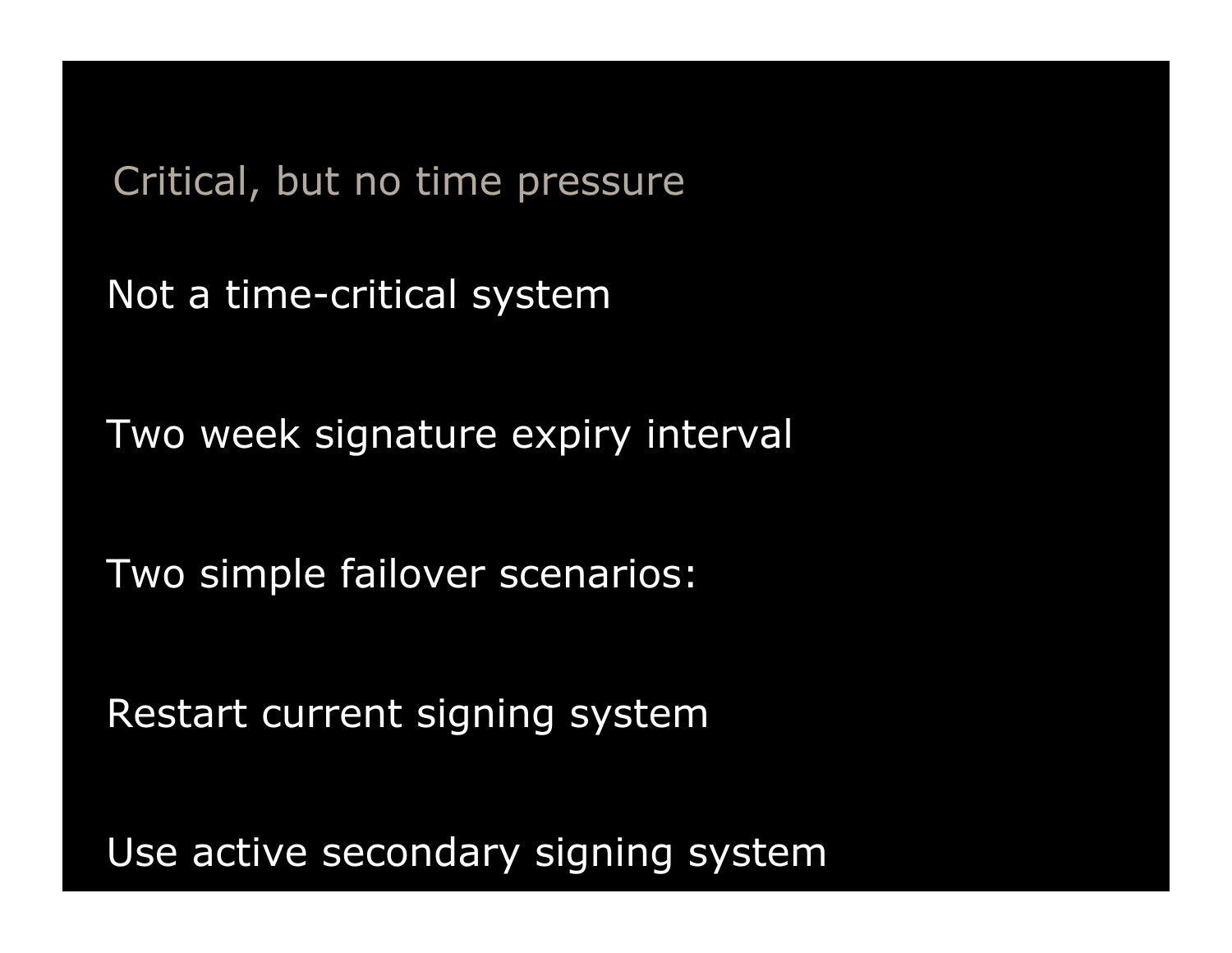## Critical, but no time pressure

Not a time-critical system

Two week signature expiry interval

Two simple failover scenarios:

Restart current signing system

Use active secondary signing system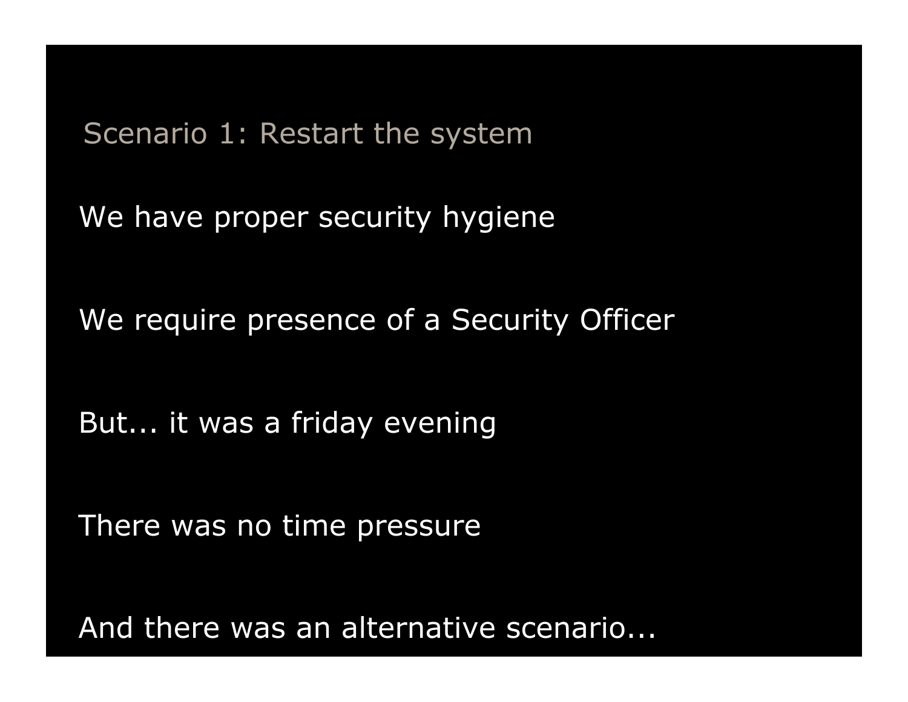## Scenario 1: Restart the system

We have proper security hygiene

We require presence of a Security Officer

But... it was a friday evening

There was no time pressure

And there was an alternative scenario...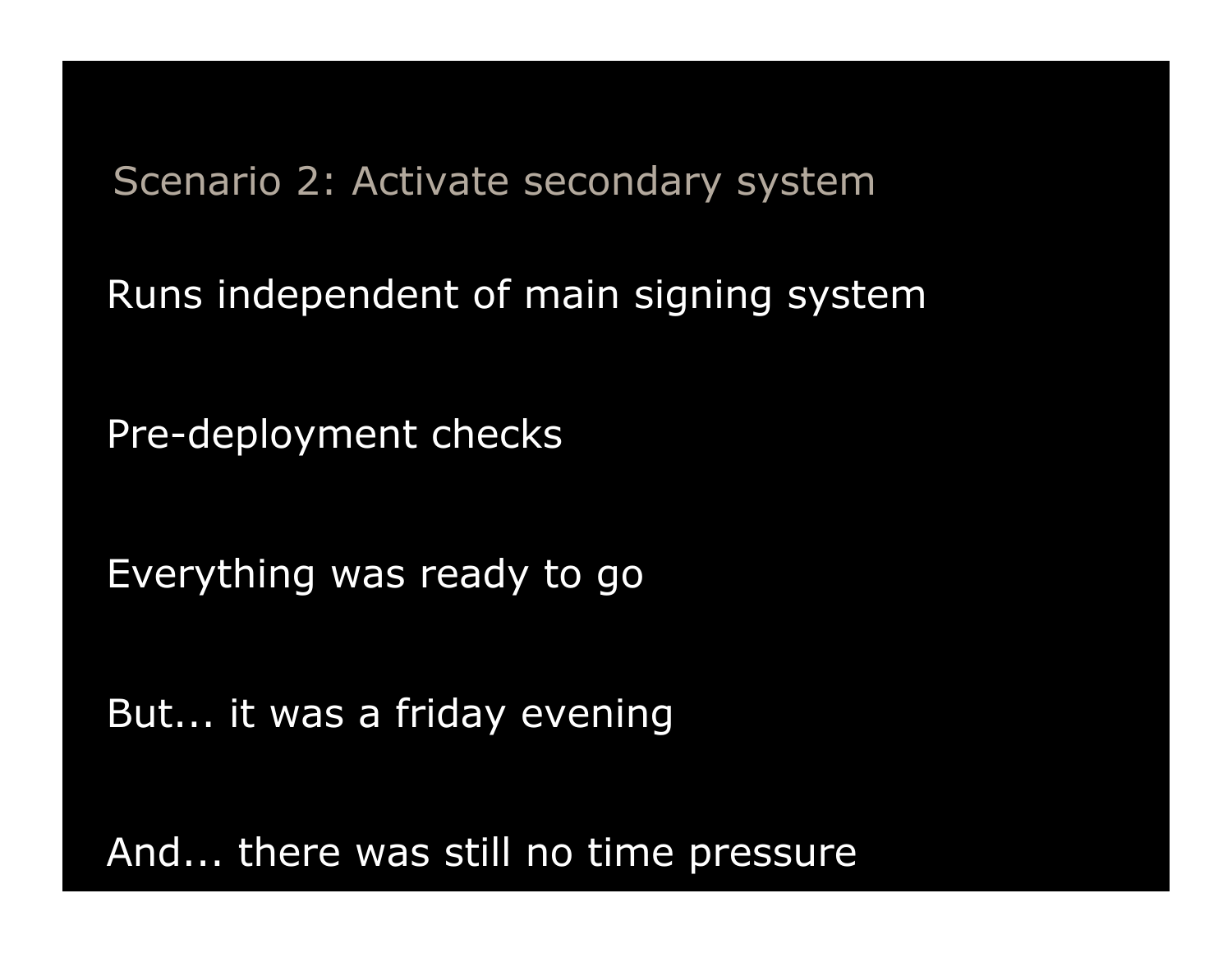## Scenario 2: Activate secondary system

Runs independent of main signing system

Pre-deployment checks

Everything was ready to go

But... it was a friday evening

And... there was still no time pressure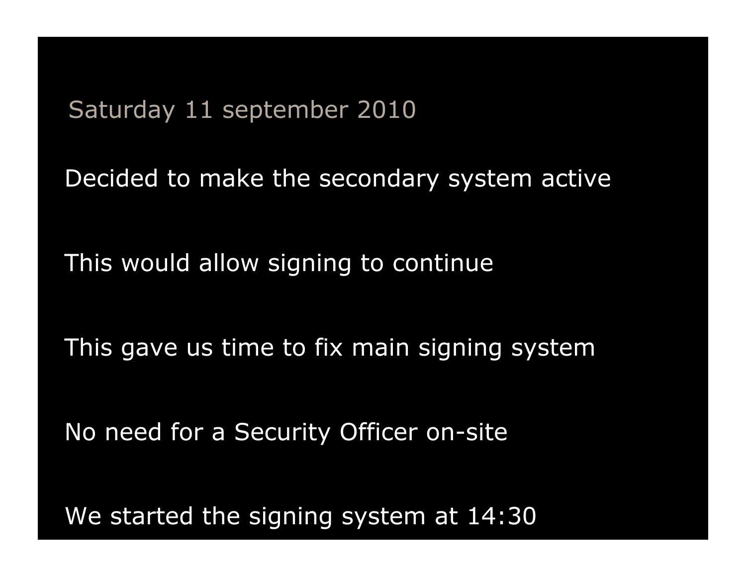## Saturday 11 september 2010

Decided to make the secondary system active

This would allow signing to continue

This gave us time to fix main signing system

No need for a Security Officer on-site

We started the signing system at 14:30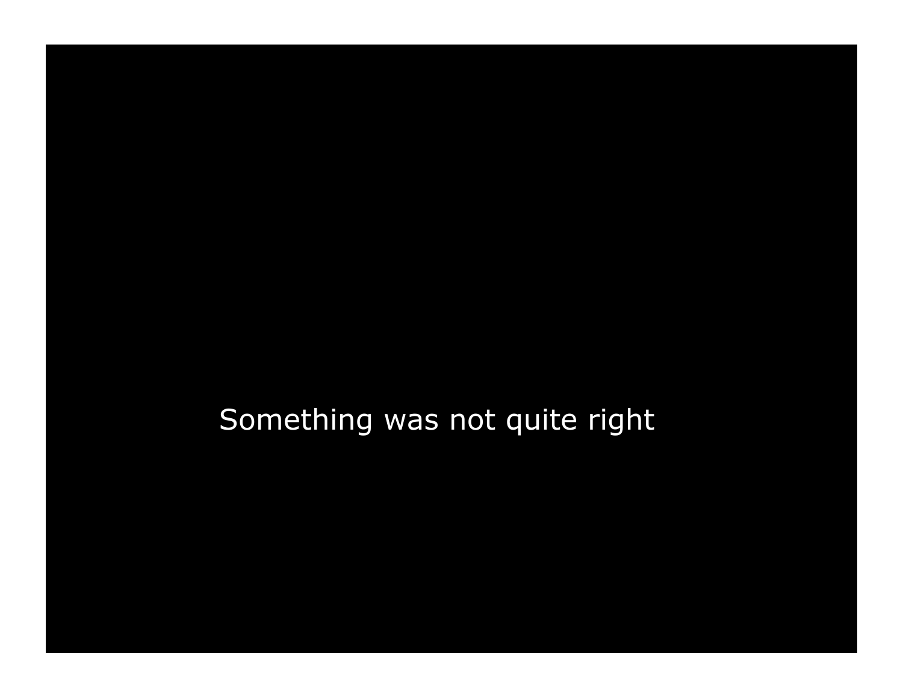Something was not quite right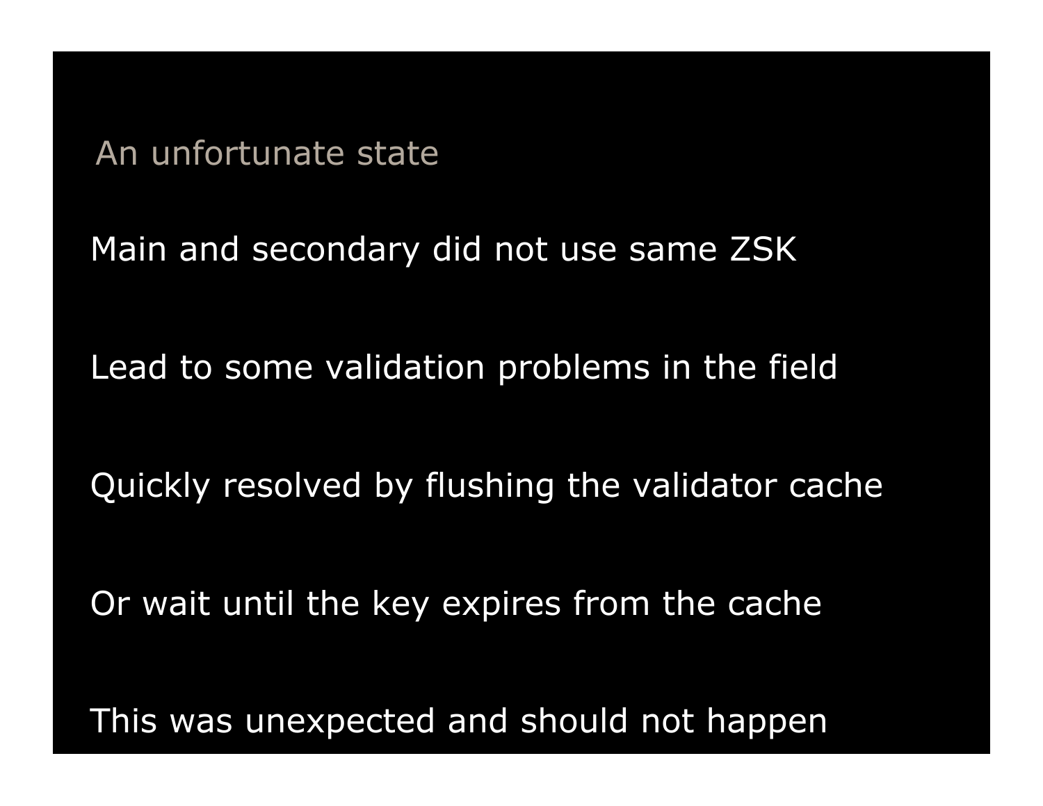## An unfortunate state

Main and secondary did not use same ZSK

Lead to some validation problems in the field

Quickly resolved by flushing the validator cache

Or wait until the key expires from the cache

This was unexpected and should not happen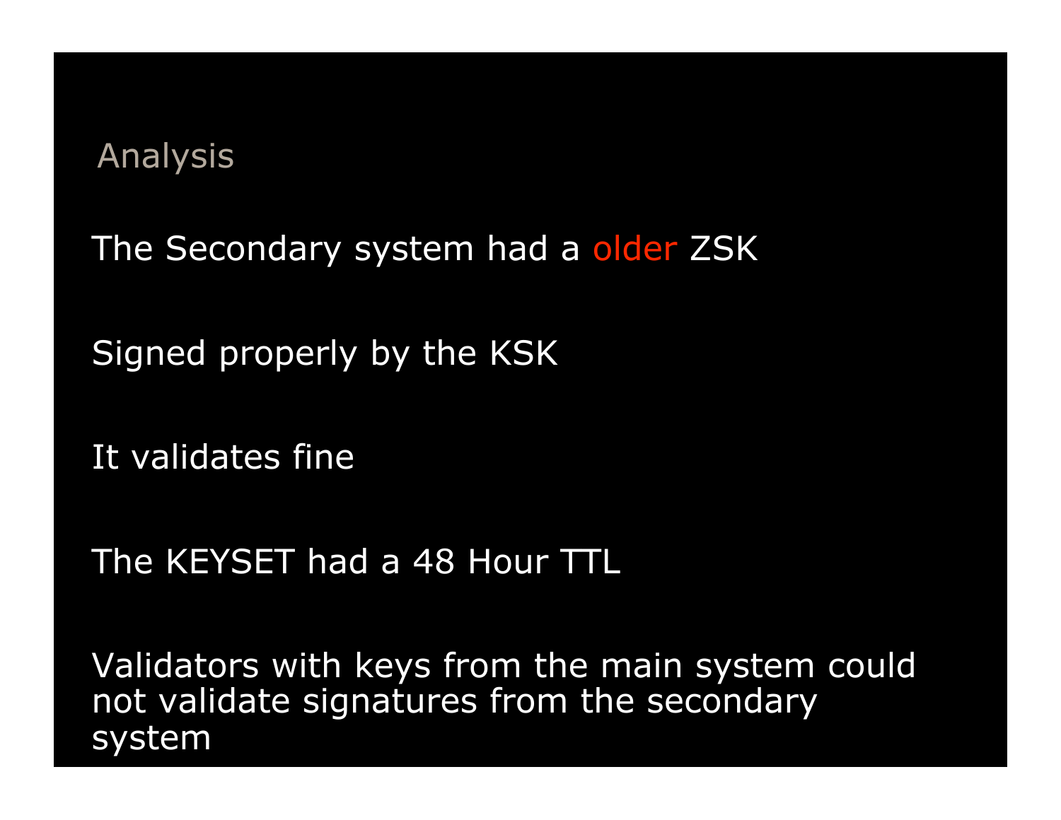## Analysis

The Secondary system had a older ZSK

Signed properly by the KSK

It validates fine

The KEYSET had a 48 Hour TTL

Validators with keys from the main system could not validate signatures from the secondary system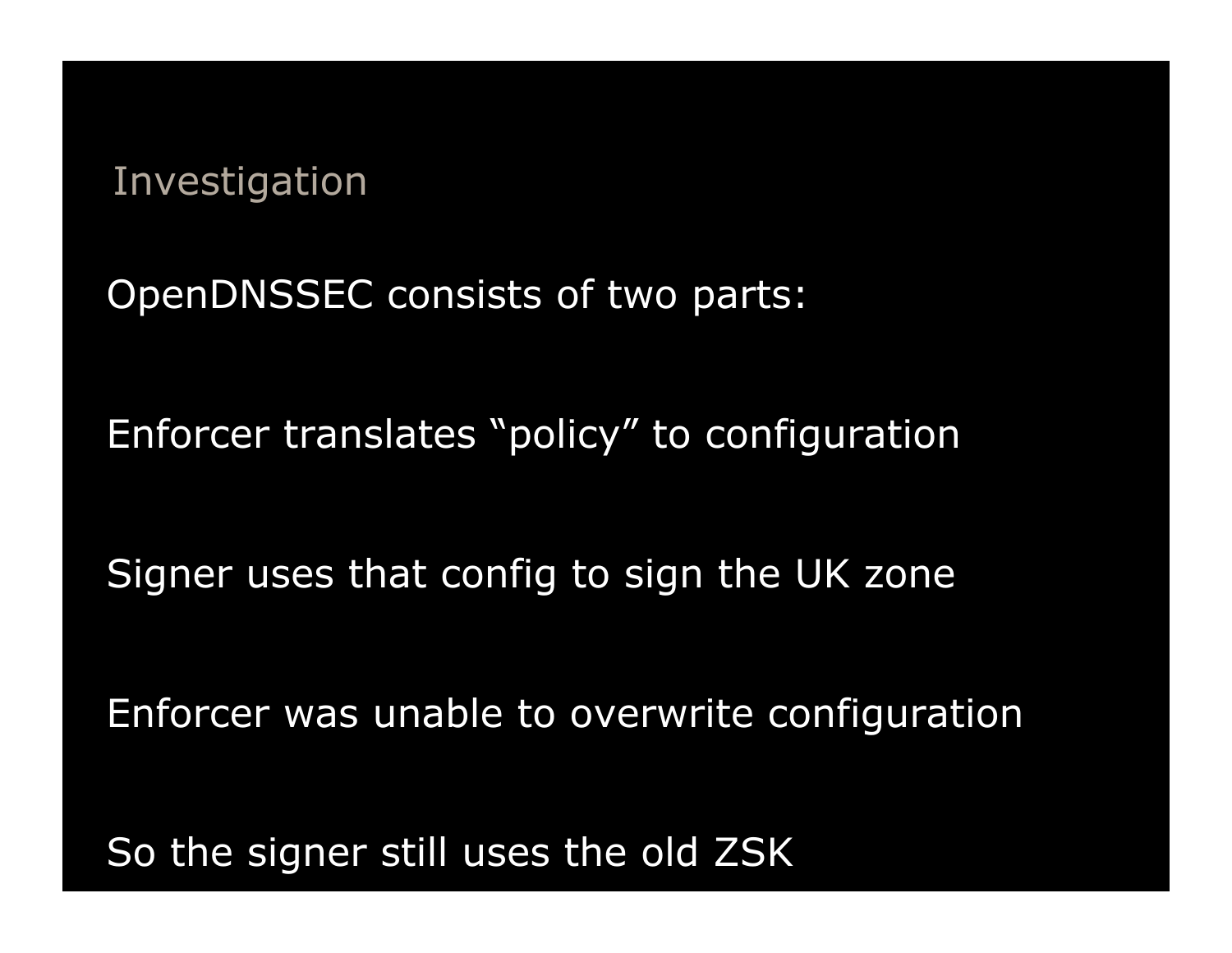## Investigation

OpenDNSSEC consists of two parts:

Enforcer translates “policy” to configuration

Signer uses that config to sign the UK zone

Enforcer was unable to overwrite configuration

So the signer still uses the old ZSK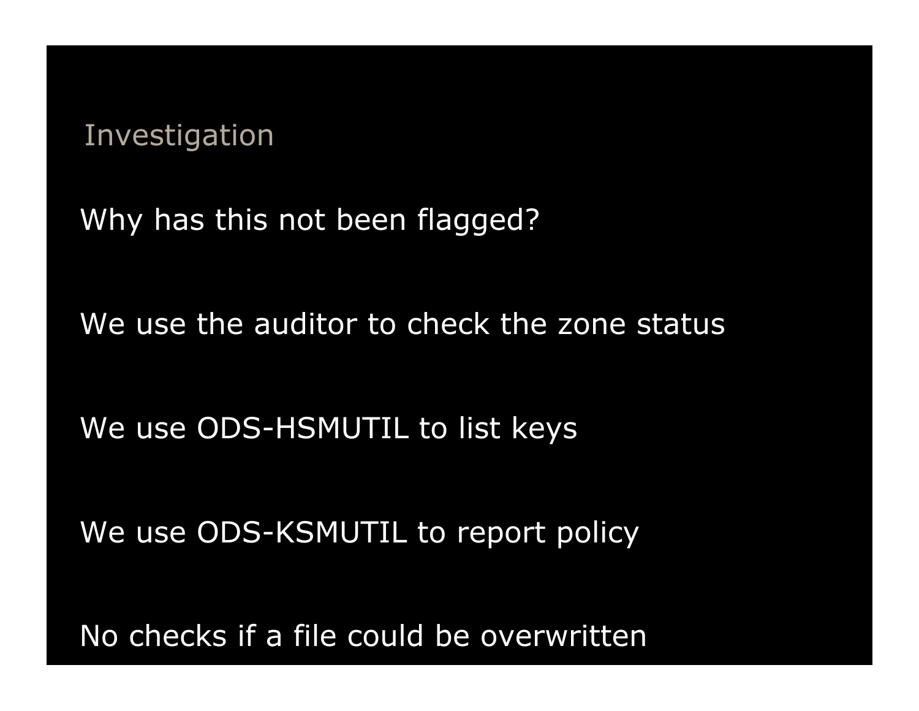## Investigation

Why has this not been flagged?

We use the auditor to check the zone status

We use ODS-HSMUTIL to list keys

We use ODS-KSMUTIL to report policy

No checks if a file could be overwritten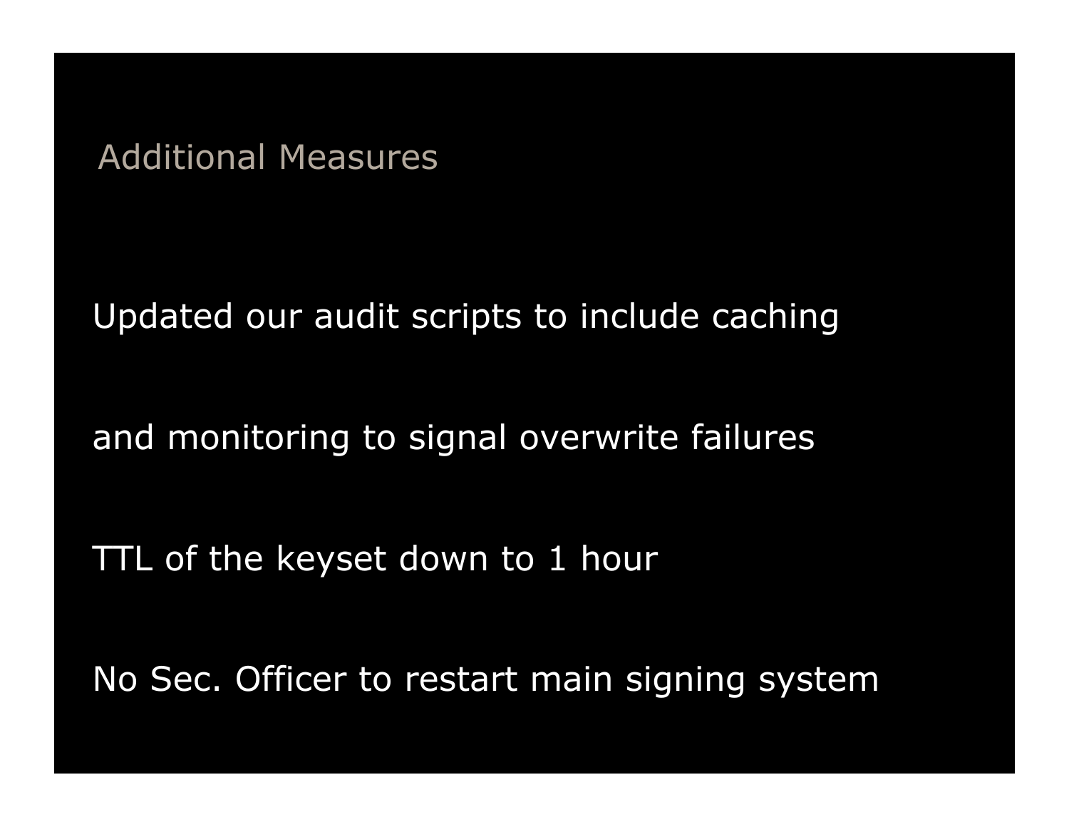## Additional Measures

Updated our audit scripts to include caching

and monitoring to signal overwrite failures

TTL of the keyset down to 1 hour

No Sec. Officer to restart main signing system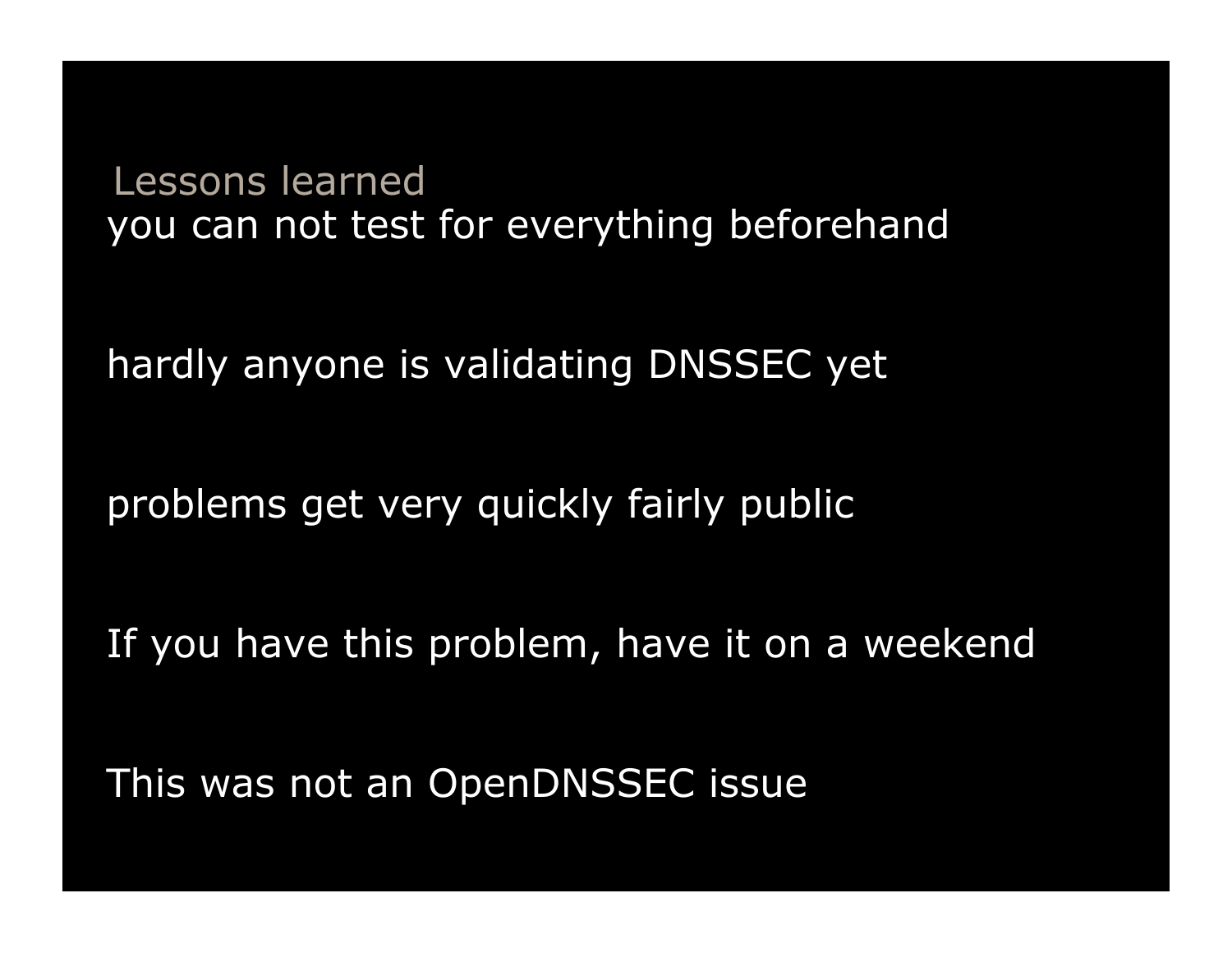## Lessons learned

you can not test for everything beforehand

hardly anyone is validating DNSSEC yet

problems get very quickly fairly public

If you have this problem, have it on a weekend

This was not an OpenDNSSEC issue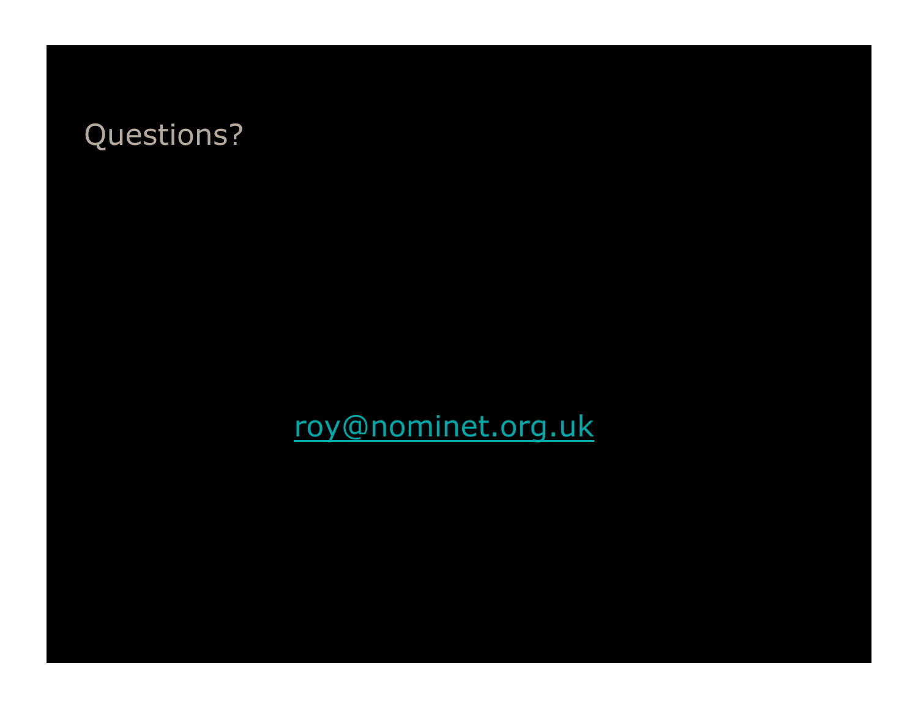Questions?

roy@nominet.org.uk